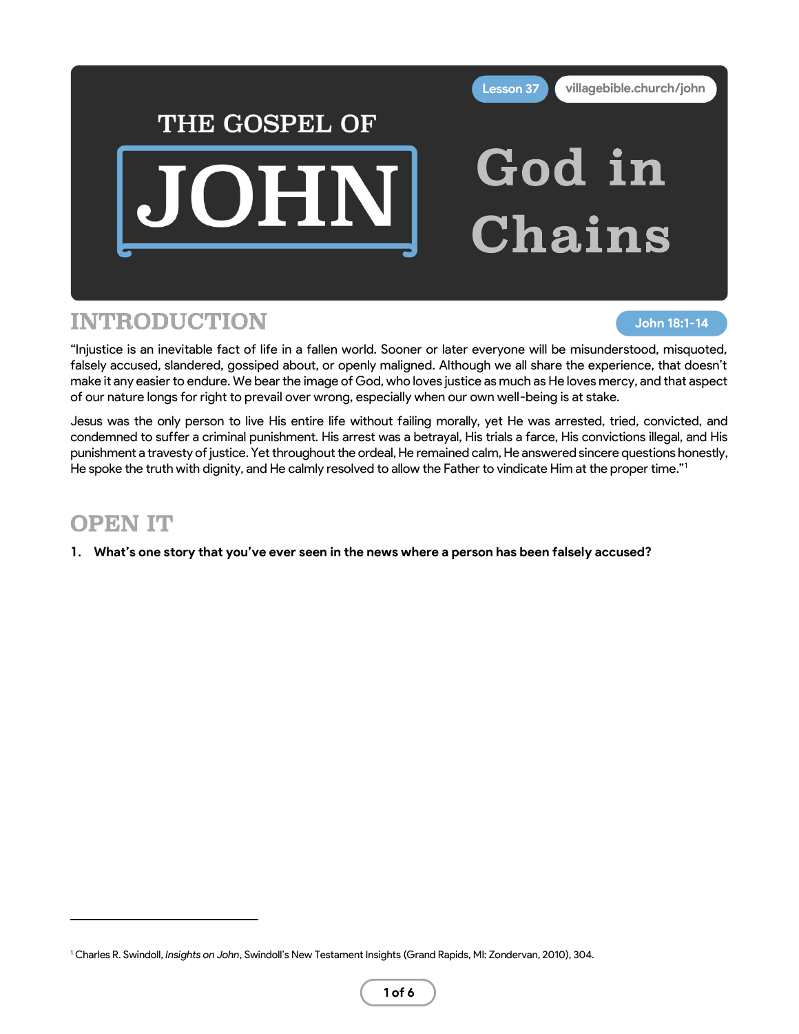THE GOSPEL OF

# JOHN

Lesson 37 | villagebible.church/john

# God in Chains

## INTRODUCTION

John 18:1-14

"Injustice is an inevitable fact of life in a fallen world. Sooner or later everyone will be misunderstood, misquoted, falsely accused, slandered, gossiped about, or openly maligned. Although we all share the experience, that doesn't make it any easier to endure. We bear the image of God, who loves justice as much as He loves mercy, and that aspect of our nature longs for right to prevail over wrong, especially when our own well-being is at stake.

Jesus was the only person to live His entire life without failing morally, yet He was arrested, tried, convicted, and condemned to suffer a criminal punishment. His arrest was a betrayal, His trials a farce, His convictions illegal, and His punishment a travesty of justice. Yet throughout the ordeal, He remained calm, He answered sincere questions honestly, He spoke the truth with dignity, and He calmly resolved to allow the Father to vindicate Him at the proper time."[1]

## OPEN IT

1. **What's one story that you've ever seen in the news where a person has been falsely accused?**

[1] Charles R. Swindoll, *Insights on John*, Swindoll's New Testament Insights (Grand Rapids, MI: Zondervan, 2010), 304.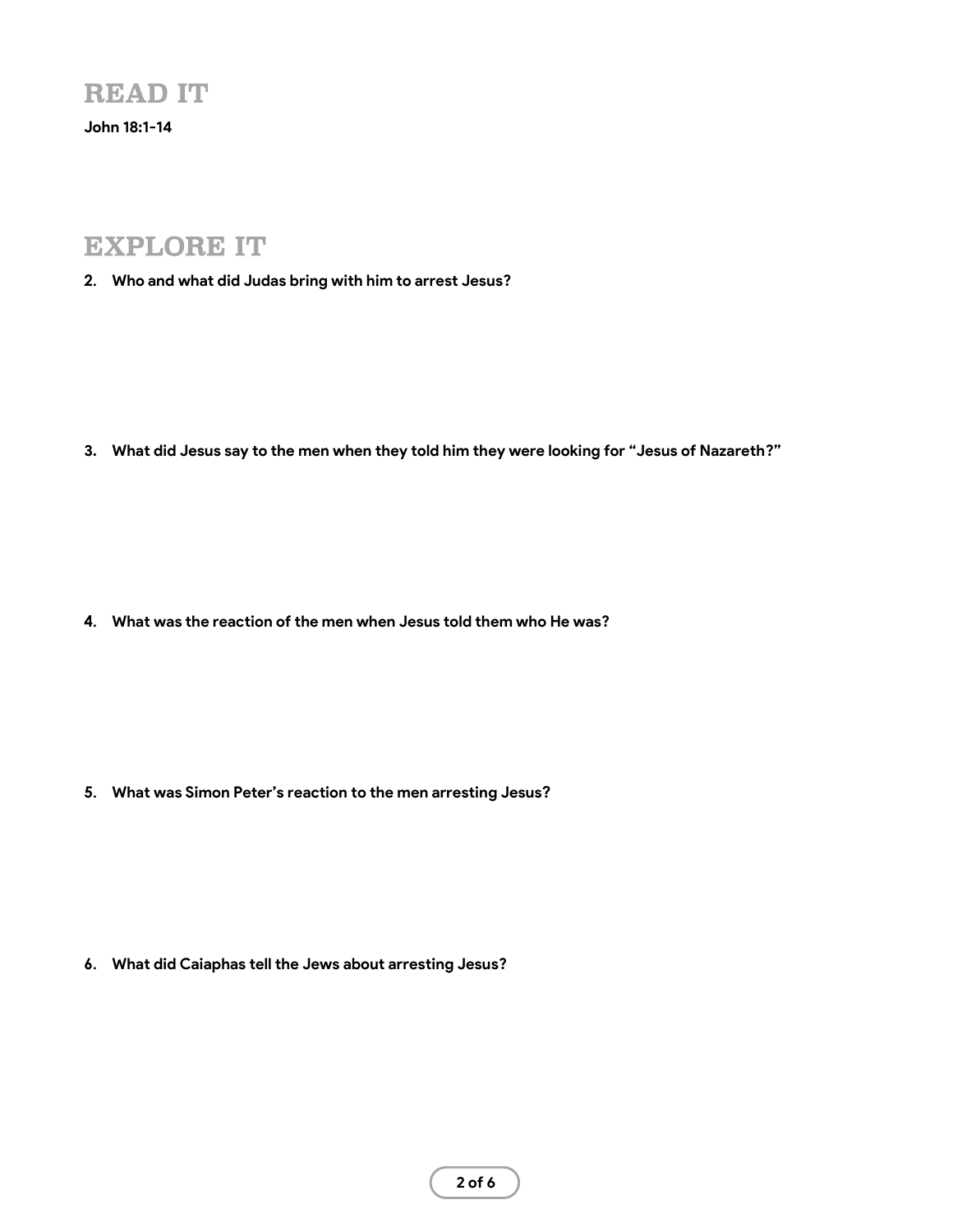## READ IT

**John 18:1-14**

## EXPLORE IT

2. **Who and what did Judas bring with him to arrest Jesus?**

3. **What did Jesus say to the men when they told him they were looking for "Jesus of Nazareth?"**

4. **What was the reaction of the men when Jesus told them who He was?**

5. **What was Simon Peter's reaction to the men arresting Jesus?**

6. **What did Caiaphas tell the Jews about arresting Jesus?**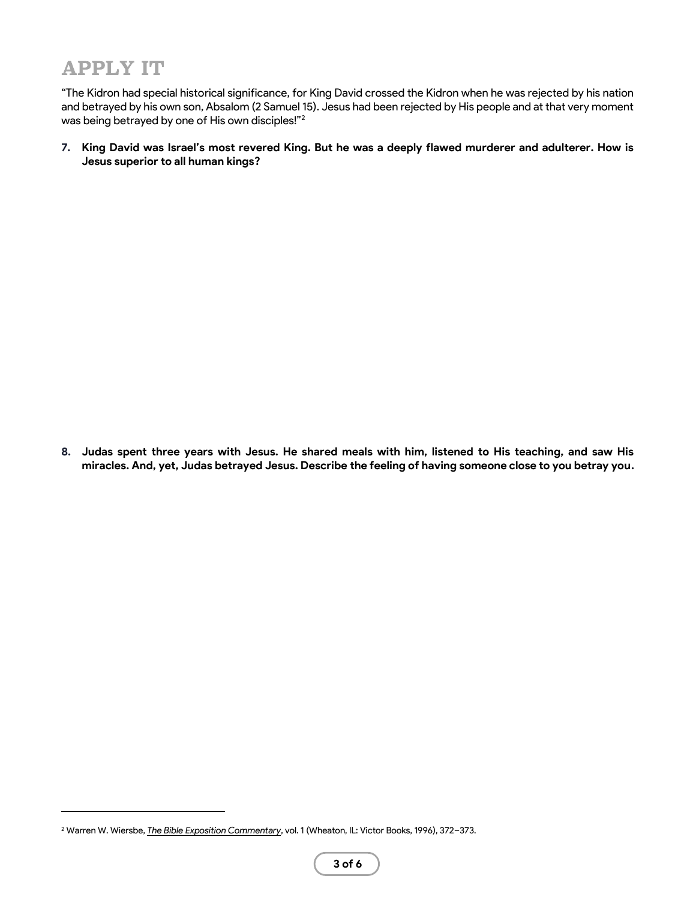# APPLY IT

"The Kidron had special historical significance, for King David crossed the Kidron when he was rejected by his nation and betrayed by his own son, Absalom (2 Samuel 15). Jesus had been rejected by His people and at that very moment was being betrayed by one of His own disciples!"[2]

7. **King David was Israel's most revered King. But he was a deeply flawed murderer and adulterer. How is Jesus superior to all human kings?**

8. **Judas spent three years with Jesus. He shared meals with him, listened to His teaching, and saw His miracles. And, yet, Judas betrayed Jesus. Describe the feeling of having someone close to you betray you.**

---

[2] Warren W. Wiersbe, *The Bible Exposition Commentary*, vol. 1 (Wheaton, IL: Victor Books, 1996), 372–373.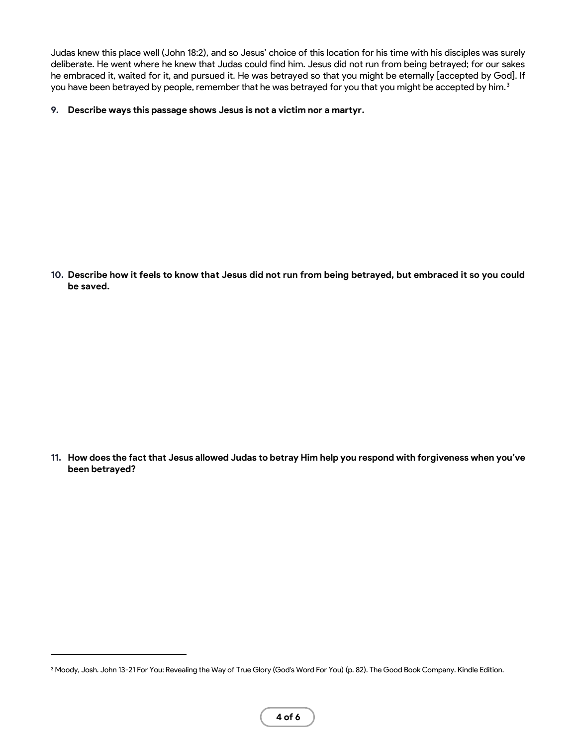Judas knew this place well (John 18:2), and so Jesus' choice of this location for his time with his disciples was surely deliberate. He went where he knew that Judas could find him. Jesus did not run from being betrayed; for our sakes he embraced it, waited for it, and pursued it. He was betrayed so that you might be eternally [accepted by God]. If you have been betrayed by people, remember that he was betrayed for you that you might be accepted by him.[3]

9. **Describe ways this passage shows Jesus is not a victim nor a martyr.**

10. **Describe how it feels to know that Jesus did not run from being betrayed, but embraced it so you could be saved.**

11. **How does the fact that Jesus allowed Judas to betray Him help you respond with forgiveness when you've been betrayed?**

---

[3] Moody, Josh. John 13-21 For You: Revealing the Way of True Glory (God's Word For You) (p. 82). The Good Book Company. Kindle Edition.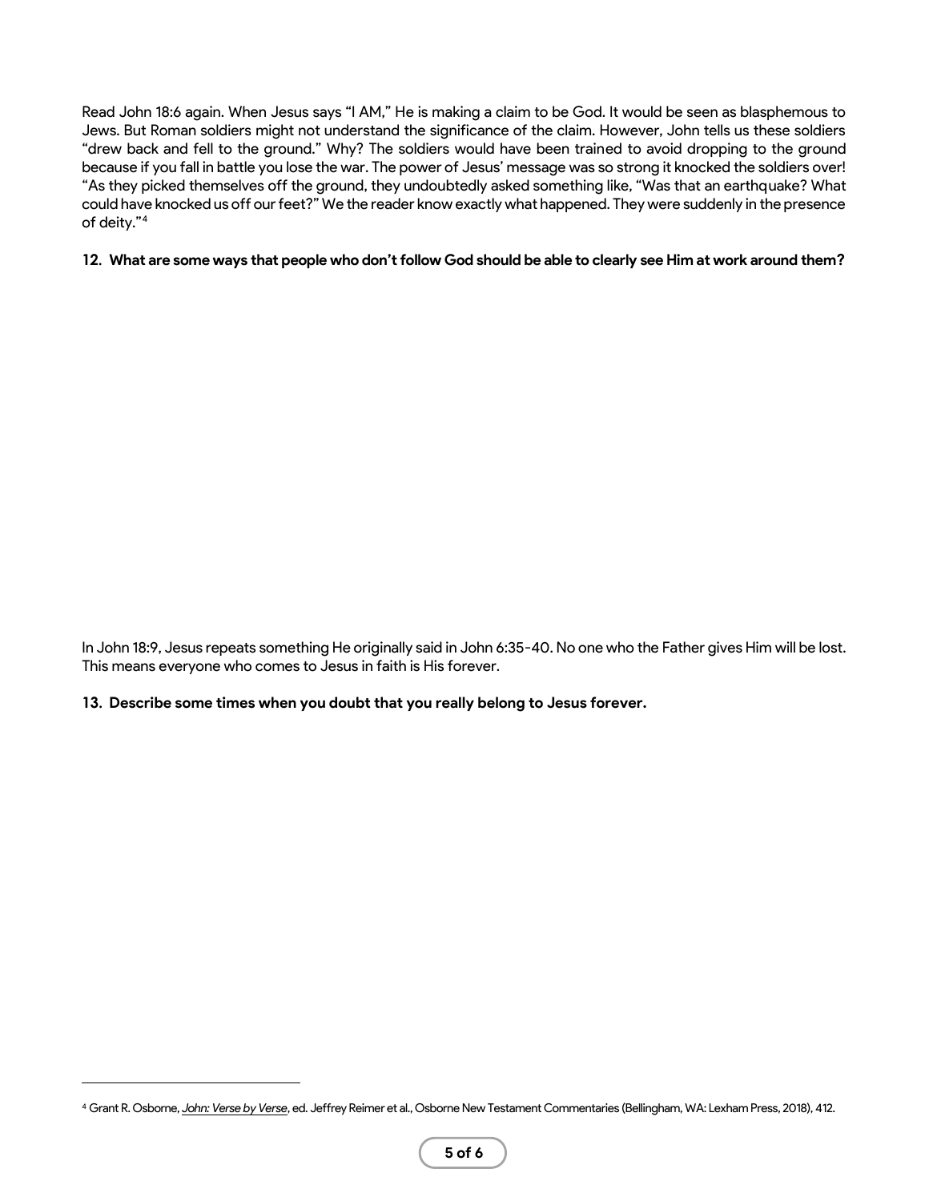Read John 18:6 again. When Jesus says "I AM," He is making a claim to be God. It would be seen as blasphemous to Jews. But Roman soldiers might not understand the significance of the claim. However, John tells us these soldiers "drew back and fell to the ground." Why? The soldiers would have been trained to avoid dropping to the ground because if you fall in battle you lose the war. The power of Jesus' message was so strong it knocked the soldiers over! "As they picked themselves off the ground, they undoubtedly asked something like, "Was that an earthquake? What could have knocked us off our feet?" We the reader know exactly what happened. They were suddenly in the presence of deity."[4]

**12. What are some ways that people who don't follow God should be able to clearly see Him at work around them?**

In John 18:9, Jesus repeats something He originally said in John 6:35-40. No one who the Father gives Him will be lost. This means everyone who comes to Jesus in faith is His forever.

**13. Describe some times when you doubt that you really belong to Jesus forever.**

---

[4] Grant R. Osborne, *John: Verse by Verse*, ed. Jeffrey Reimer et al., Osborne New Testament Commentaries (Bellingham, WA: Lexham Press, 2018), 412.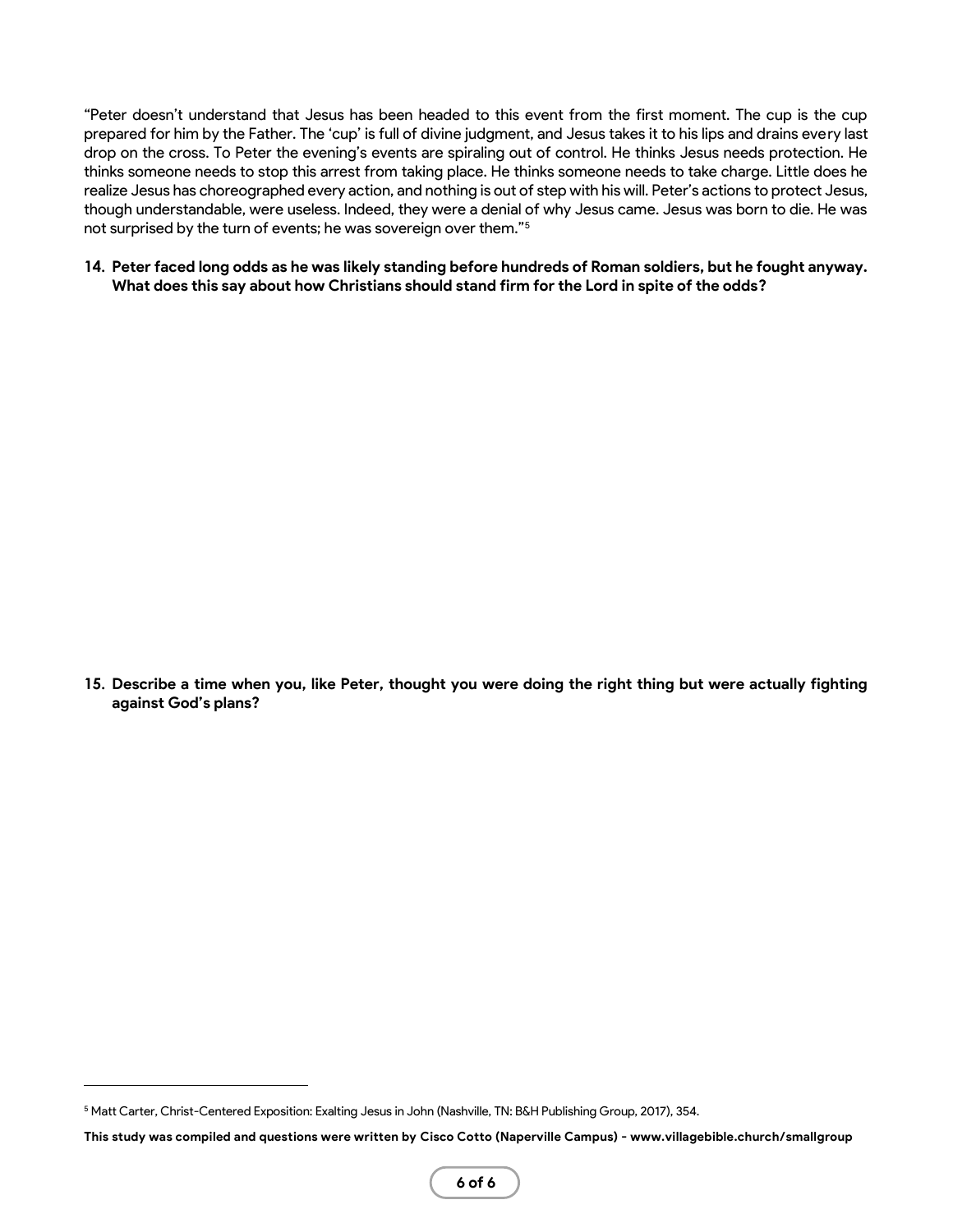"Peter doesn't understand that Jesus has been headed to this event from the first moment. The cup is the cup prepared for him by the Father. The 'cup' is full of divine judgment, and Jesus takes it to his lips and drains every last drop on the cross. To Peter the evening's events are spiraling out of control. He thinks Jesus needs protection. He thinks someone needs to stop this arrest from taking place. He thinks someone needs to take charge. Little does he realize Jesus has choreographed every action, and nothing is out of step with his will. Peter's actions to protect Jesus, though understandable, were useless. Indeed, they were a denial of why Jesus came. Jesus was born to die. He was not surprised by the turn of events; he was sovereign over them."[5]

14. **Peter faced long odds as he was likely standing before hundreds of Roman soldiers, but he fought anyway. What does this say about how Christians should stand firm for the Lord in spite of the odds?**

15. **Describe a time when you, like Peter, thought you were doing the right thing but were actually fighting against God's plans?**

---

[5] Matt Carter, Christ-Centered Exposition: Exalting Jesus in John (Nashville, TN: B&H Publishing Group, 2017), 354.

**This study was compiled and questions were written by Cisco Cotto (Naperville Campus) - www.villagebible.church/smallgroup**